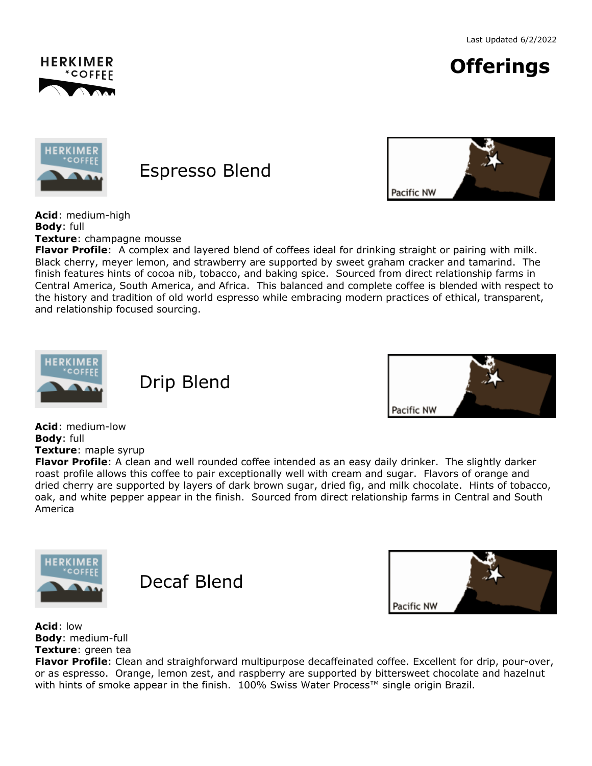Last Updated 6/2/2022

# Offerings

## Espresso Blend

Pacific NW

**Acid**: medium-high
**Body**: full
**Texture**: champagne mousse
**Flavor Profile**: A complex and layered blend of coffees ideal for drinking straight or pairing with milk. Black cherry, meyer lemon, and strawberry are supported by sweet graham cracker and tamarind. The finish features hints of cocoa nib, tobacco, and baking spice. Sourced from direct relationship farms in Central America, South America, and Africa. This balanced and complete coffee is blended with respect to the history and tradition of old world espresso while embracing modern practices of ethical, transparent, and relationship focused sourcing.

## Drip Blend

Pacific NW

**Acid**: medium-low
**Body**: full
**Texture**: maple syrup
**Flavor Profile**: A clean and well rounded coffee intended as an easy daily drinker. The slightly darker roast profile allows this coffee to pair exceptionally well with cream and sugar. Flavors of orange and dried cherry are supported by layers of dark brown sugar, dried fig, and milk chocolate. Hints of tobacco, oak, and white pepper appear in the finish. Sourced from direct relationship farms in Central and South America

## Decaf Blend

Pacific NW

**Acid**: low
**Body**: medium-full
**Texture**: green tea
**Flavor Profile**: Clean and straighforward multipurpose decaffeinated coffee. Excellent for drip, pour-over, or as espresso. Orange, lemon zest, and raspberry are supported by bittersweet chocolate and hazelnut with hints of smoke appear in the finish. 100% Swiss Water Process™ single origin Brazil.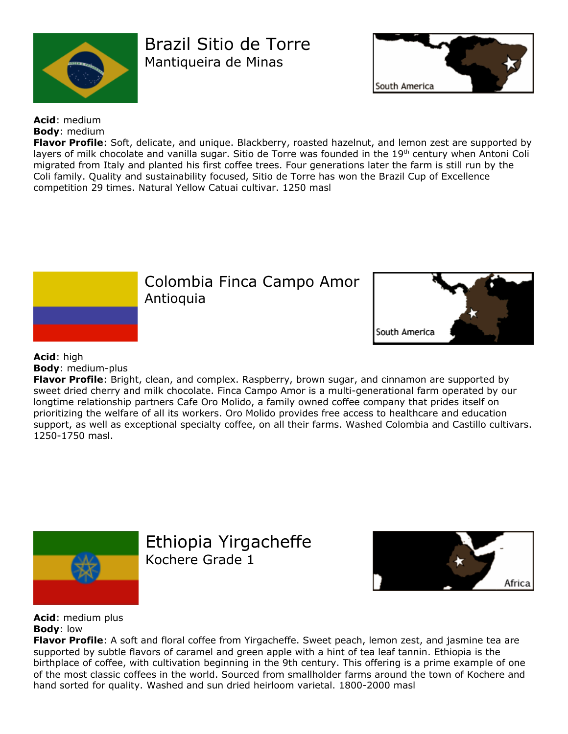# Brazil Sitio de Torre

## Mantiqueira de Minas

South America

**Acid**: medium
**Body**: medium
**Flavor Profile**: Soft, delicate, and unique. Blackberry, roasted hazelnut, and lemon zest are supported by layers of milk chocolate and vanilla sugar. Sitio de Torre was founded in the 19th century when Antoni Coli migrated from Italy and planted his first coffee trees. Four generations later the farm is still run by the Coli family. Quality and sustainability focused, Sitio de Torre has won the Brazil Cup of Excellence competition 29 times. Natural Yellow Catuai cultivar. 1250 masl

# Colombia Finca Campo Amor

## Antioquia

South America

**Acid**: high
**Body**: medium-plus
**Flavor Profile**: Bright, clean, and complex. Raspberry, brown sugar, and cinnamon are supported by sweet dried cherry and milk chocolate. Finca Campo Amor is a multi-generational farm operated by our longtime relationship partners Cafe Oro Molido, a family owned coffee company that prides itself on prioritizing the welfare of all its workers. Oro Molido provides free access to healthcare and education support, as well as exceptional specialty coffee, on all their farms. Washed Colombia and Castillo cultivars. 1250-1750 masl.

# Ethiopia Yirgacheffe

## Kochere Grade 1

Africa

**Acid**: medium plus
**Body**: low
**Flavor Profile**: A soft and floral coffee from Yirgacheffe. Sweet peach, lemon zest, and jasmine tea are supported by subtle flavors of caramel and green apple with a hint of tea leaf tannin. Ethiopia is the birthplace of coffee, with cultivation beginning in the 9th century. This offering is a prime example of one of the most classic coffees in the world. Sourced from smallholder farms around the town of Kochere and hand sorted for quality. Washed and sun dried heirloom varietal. 1800-2000 masl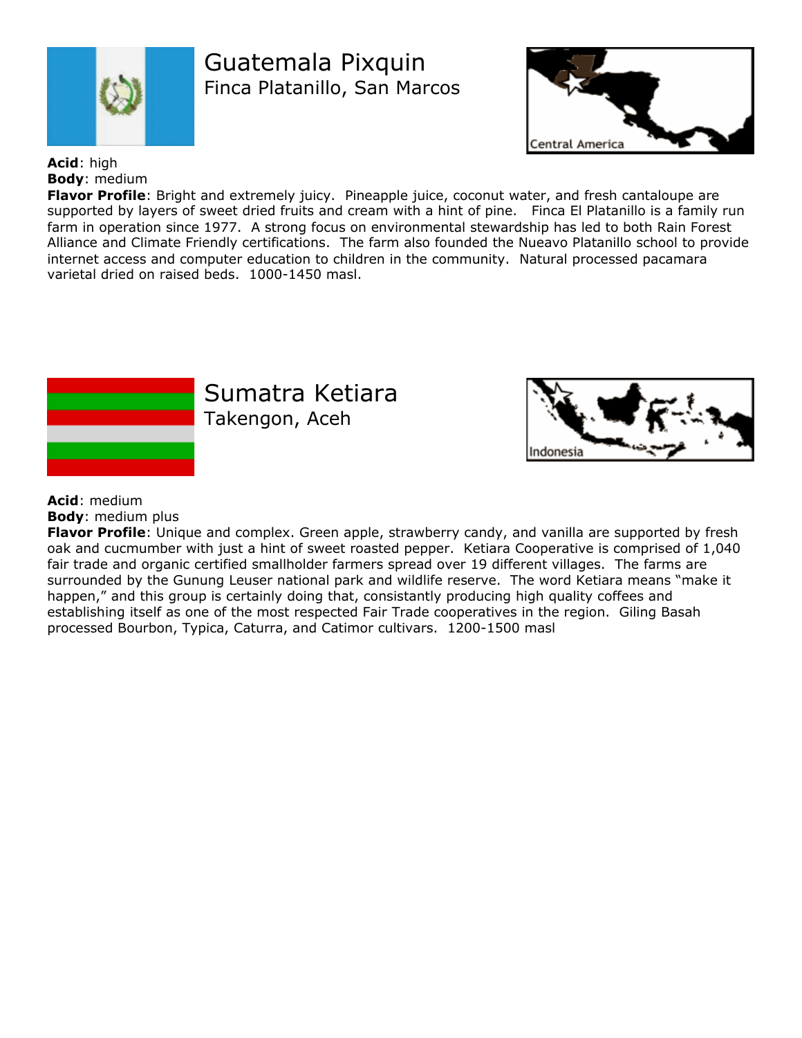# Guatemala Pixquin

## Finca Platanillo, San Marcos

Central America

**Acid**: high
**Body**: medium
**Flavor Profile**: Bright and extremely juicy. Pineapple juice, coconut water, and fresh cantaloupe are supported by layers of sweet dried fruits and cream with a hint of pine. Finca El Platanillo is a family run farm in operation since 1977. A strong focus on environmental stewardship has led to both Rain Forest Alliance and Climate Friendly certifications. The farm also founded the Nueavo Platanillo school to provide internet access and computer education to children in the community. Natural processed pacamara varietal dried on raised beds. 1000-1450 masl.

# Sumatra Ketiara

## Takengon, Aceh

Indonesia

**Acid**: medium
**Body**: medium plus
**Flavor Profile**: Unique and complex. Green apple, strawberry candy, and vanilla are supported by fresh oak and cucmumber with just a hint of sweet roasted pepper. Ketiara Cooperative is comprised of 1,040 fair trade and organic certified smallholder farmers spread over 19 different villages. The farms are surrounded by the Gunung Leuser national park and wildlife reserve. The word Ketiara means "make it happen," and this group is certainly doing that, consistantly producing high quality coffees and establishing itself as one of the most respected Fair Trade cooperatives in the region. Giling Basah processed Bourbon, Typica, Caturra, and Catimor cultivars. 1200-1500 masl